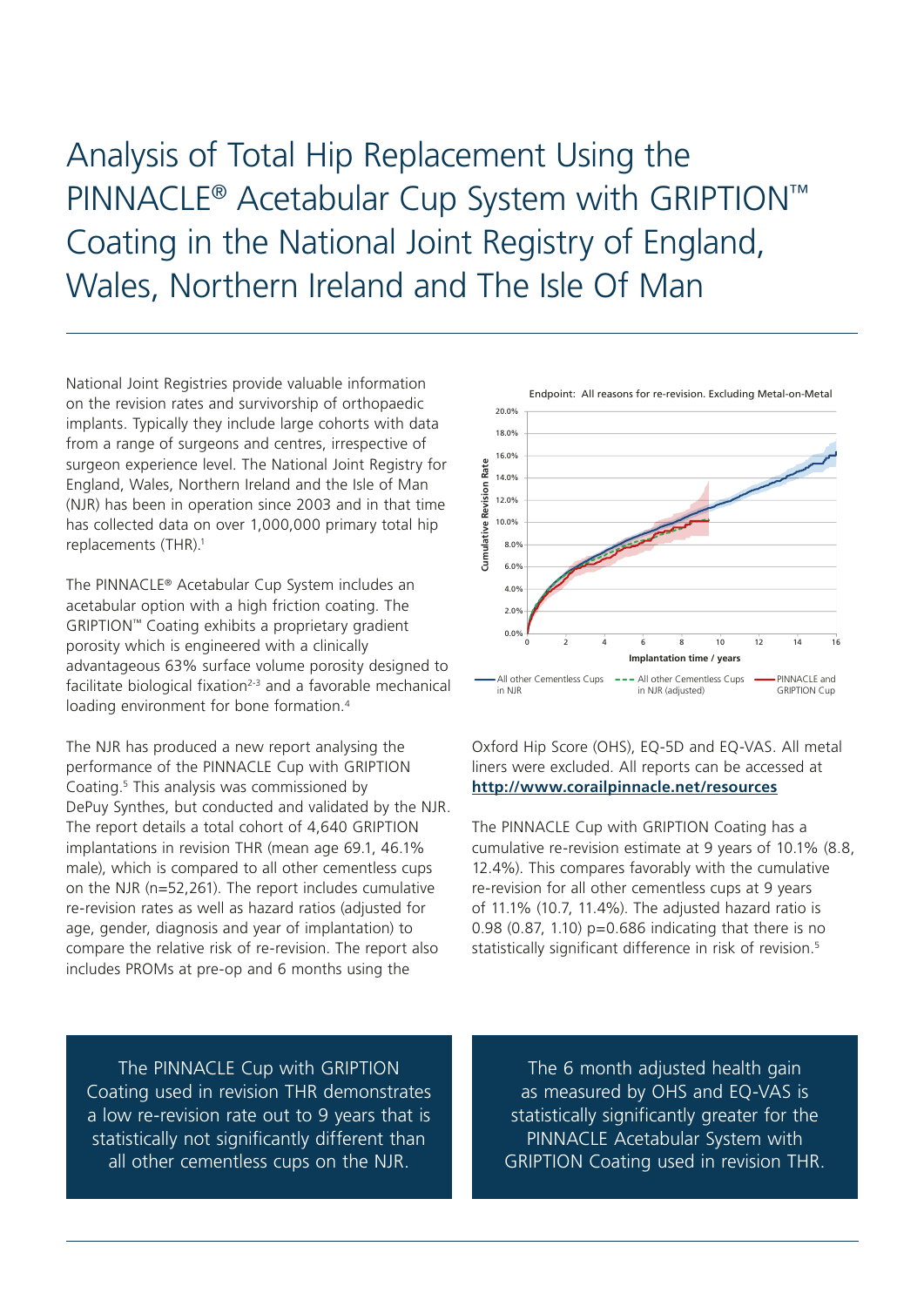# Analysis of Total Hip Replacement Using the PINNACLE® Acetabular Cup System with GRIPTION™ Coating in the National Joint Registry of England, Wales, Northern Ireland and The Isle Of Man

National Joint Registries provide valuable information on the revision rates and survivorship of orthopaedic implants. Typically they include large cohorts with data from a range of surgeons and centres, irrespective of surgeon experience level. The National Joint Registry for England, Wales, Northern Ireland and the Isle of Man (NJR) has been in operation since 2003 and in that time has collected data on over 1,000,000 primary total hip replacements (THR).[1]

The PINNACLE® Acetabular Cup System includes an acetabular option with a high friction coating. The GRIPTION™ Coating exhibits a proprietary gradient porosity which is engineered with a clinically advantageous 63% surface volume porosity designed to facilitate biological fixation[2-3] and a favorable mechanical loading environment for bone formation.[4]

The NJR has produced a new report analysing the performance of the PINNACLE Cup with GRIPTION Coating.[5] This analysis was commissioned by DePuy Synthes, but conducted and validated by the NJR. The report details a total cohort of 4,640 GRIPTION implantations in revision THR (mean age 69.1, 46.1% male), which is compared to all other cementless cups on the NJR (n=52,261). The report includes cumulative re-revision rates as well as hazard ratios (adjusted for age, gender, diagnosis and year of implantation) to compare the relative risk of re-revision. The report also includes PROMs at pre-op and 6 months using the Oxford Hip Score (OHS), EQ-5D and EQ-VAS. All metal liners were excluded. All reports can be accessed at **http://www.corailpinnacle.net/resources**

Endpoint: All reasons for re-revision. Excluding Metal-on-Metal

Cumulative Revision Rate vs. Implantation time / years — All other Cementless Cups in NJR; All other Cementless Cups in NJR (adjusted); PINNACLE and GRIPTION Cup

The PINNACLE Cup with GRIPTION Coating has a cumulative re-revision estimate at 9 years of 10.1% (8.8, 12.4%). This compares favorably with the cumulative re-revision for all other cementless cups at 9 years of 11.1% (10.7, 11.4%). The adjusted hazard ratio is 0.98 (0.87, 1.10) p=0.686 indicating that there is no statistically significant difference in risk of revision.[5]

> The PINNACLE Cup with GRIPTION Coating used in revision THR demonstrates a low re-revision rate out to 9 years that is statistically not significantly different than all other cementless cups on the NJR.

> The 6 month adjusted health gain as measured by OHS and EQ-VAS is statistically significantly greater for the PINNACLE Acetabular System with GRIPTION Coating used in revision THR.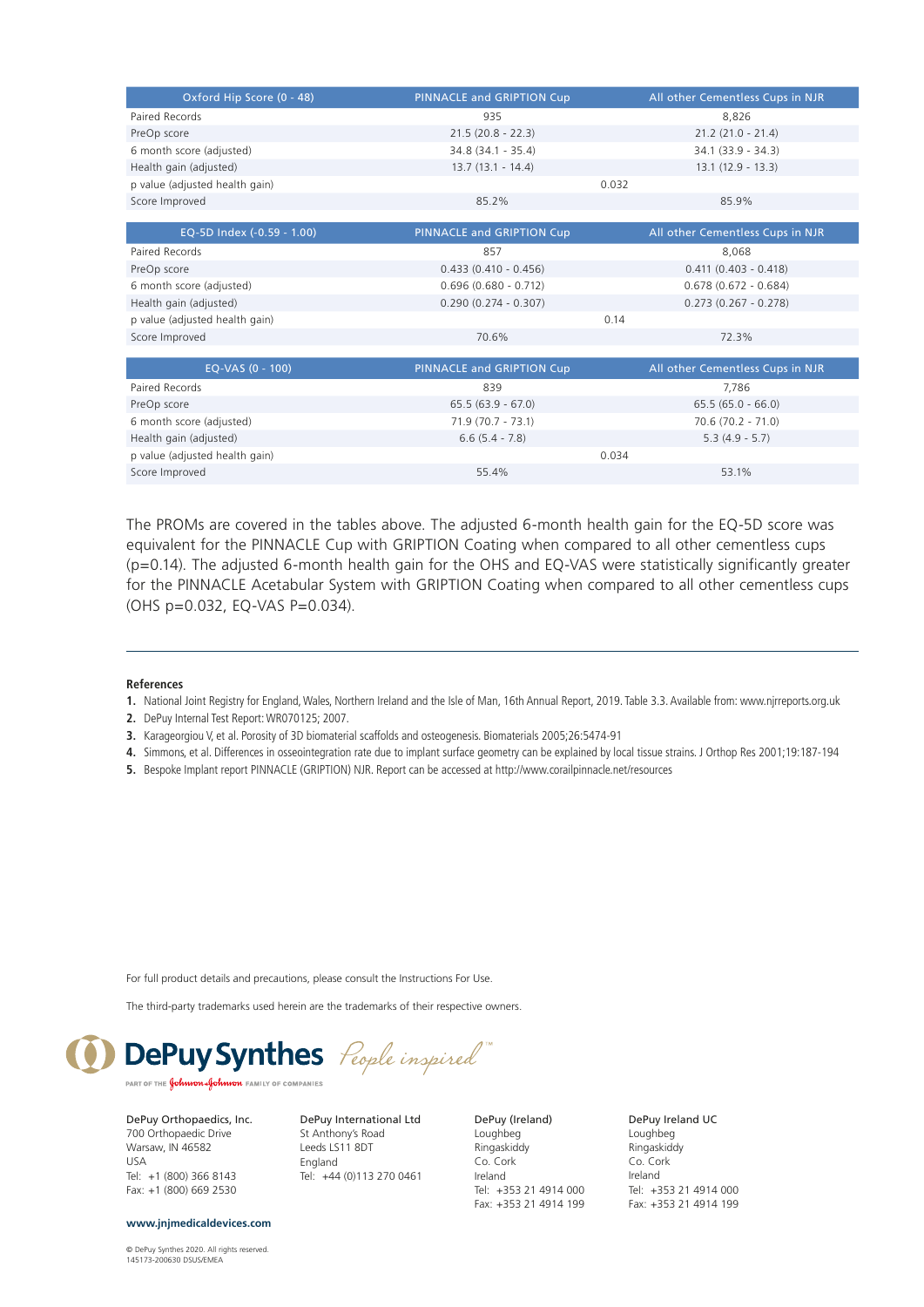| Oxford Hip Score (0 - 48) | PINNACLE and GRIPTION Cup | All other Cementless Cups in NJR |
|---|---|---|
| Paired Records | 935 | 8,826 |
| PreOp score | 21.5 (20.8 - 22.3) | 21.2 (21.0 - 21.4) |
| 6 month score (adjusted) | 34.8 (34.1 - 35.4) | 34.1 (33.9 - 34.3) |
| Health gain (adjusted) | 13.7 (13.1 - 14.4) | 13.1 (12.9 - 13.3) |
| p value (adjusted health gain) | 0.032 | |
| Score Improved | 85.2% | 85.9% |

| EQ-5D Index (-0.59 - 1.00) | PINNACLE and GRIPTION Cup | All other Cementless Cups in NJR |
|---|---|---|
| Paired Records | 857 | 8,068 |
| PreOp score | 0.433 (0.410 - 0.456) | 0.411 (0.403 - 0.418) |
| 6 month score (adjusted) | 0.696 (0.680 - 0.712) | 0.678 (0.672 - 0.684) |
| Health gain (adjusted) | 0.290 (0.274 - 0.307) | 0.273 (0.267 - 0.278) |
| p value (adjusted health gain) | 0.14 | |
| Score Improved | 70.6% | 72.3% |

| EQ-VAS (0 - 100) | PINNACLE and GRIPTION Cup | All other Cementless Cups in NJR |
|---|---|---|
| Paired Records | 839 | 7,786 |
| PreOp score | 65.5 (63.9 - 67.0) | 65.5 (65.0 - 66.0) |
| 6 month score (adjusted) | 71.9 (70.7 - 73.1) | 70.6 (70.2 - 71.0) |
| Health gain (adjusted) | 6.6 (5.4 - 7.8) | 5.3 (4.9 - 5.7) |
| p value (adjusted health gain) | 0.034 | |
| Score Improved | 55.4% | 53.1% |

The PROMs are covered in the tables above. The adjusted 6-month health gain for the EQ-5D score was equivalent for the PINNACLE Cup with GRIPTION Coating when compared to all other cementless cups (p=0.14). The adjusted 6-month health gain for the OHS and EQ-VAS were statistically significantly greater for the PINNACLE Acetabular System with GRIPTION Coating when compared to all other cementless cups (OHS p=0.032, EQ-VAS P=0.034).

---

**References**

1. National Joint Registry for England, Wales, Northern Ireland and the Isle of Man, 16th Annual Report, 2019. Table 3.3. Available from: www.njrreports.org.uk
2. DePuy Internal Test Report: WR070125; 2007.
3. Karageorgiou V, et al. Porosity of 3D biomaterial scaffolds and osteogenesis. Biomaterials 2005;26:5474-91
4. Simmons, et al. Differences in osseointegration rate due to implant surface geometry can be explained by local tissue strains. J Orthop Res 2001;19:187-194
5. Bespoke Implant report PINNACLE (GRIPTION) NJR. Report can be accessed at http://www.corailpinnacle.net/resources

For full product details and precautions, please consult the Instructions For Use.

The third-party trademarks used herein are the trademarks of their respective owners.

DePuy Synthes *People inspired*™

PART OF THE Johnson & Johnson FAMILY OF COMPANIES

DePuy Orthopaedics, Inc.
700 Orthopaedic Drive
Warsaw, IN 46582
USA
Tel: +1 (800) 366 8143
Fax: +1 (800) 669 2530

DePuy International Ltd
St Anthony's Road
Leeds LS11 8DT
England
Tel: +44 (0)113 270 0461

DePuy (Ireland)
Loughbeg
Ringaskiddy
Co. Cork
Ireland
Tel: +353 21 4914 000
Fax: +353 21 4914 199

DePuy Ireland UC
Loughbeg
Ringaskiddy
Co. Cork
Ireland
Tel: +353 21 4914 000
Fax: +353 21 4914 199

**www.jnjmedicaldevices.com**

© DePuy Synthes 2020. All rights reserved.
145173-200630 DSUS/EMEA